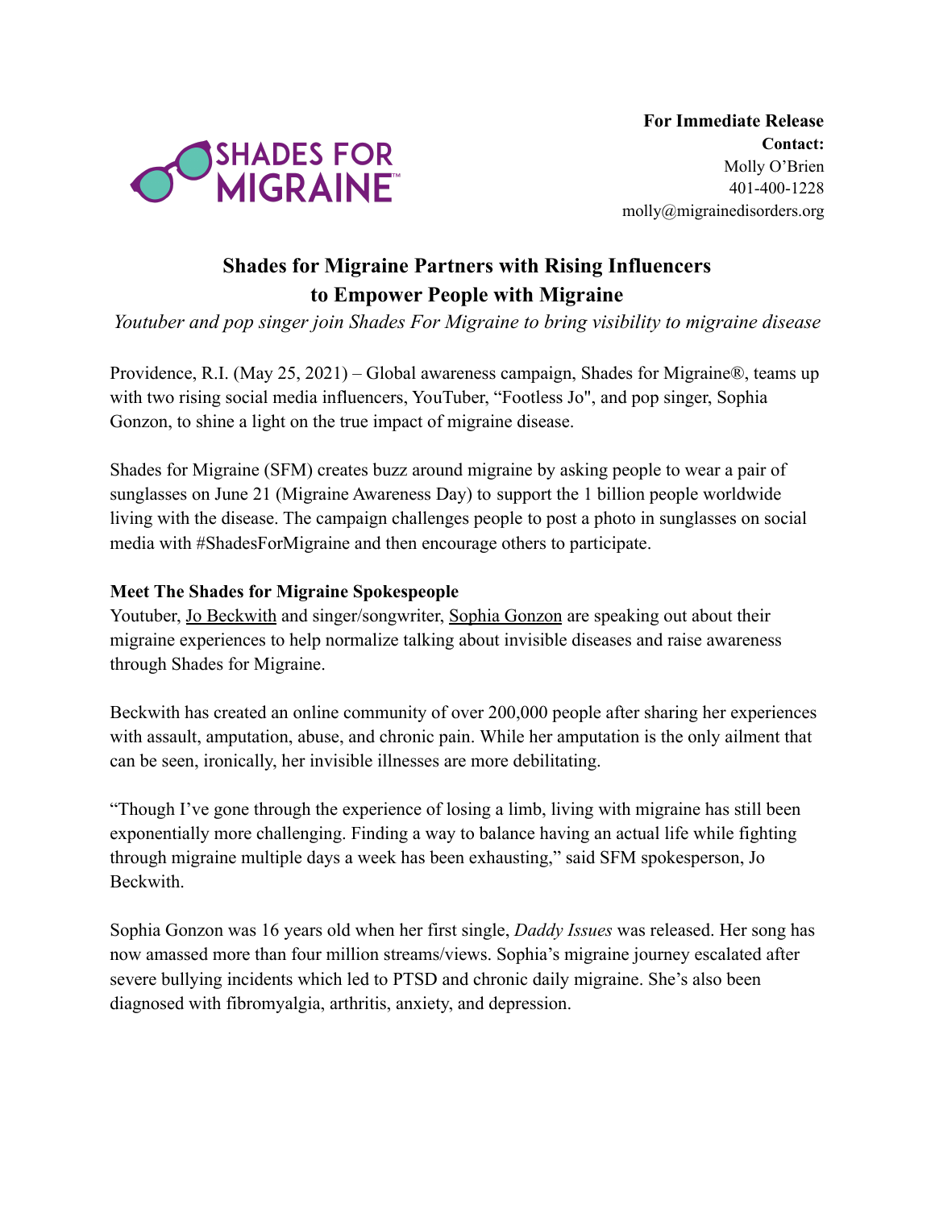SHADES FOR MIGRAINE™

**For Immediate Release**
**Contact:**
Molly O'Brien
401-400-1228
molly@migrainedisorders.org

# Shades for Migraine Partners with Rising Influencers to Empower People with Migraine

*Youtuber and pop singer join Shades For Migraine to bring visibility to migraine disease*

Providence, R.I. (May 25, 2021) – Global awareness campaign, Shades for Migraine®, teams up with two rising social media influencers, YouTuber, "Footless Jo", and pop singer, Sophia Gonzon, to shine a light on the true impact of migraine disease.

Shades for Migraine (SFM) creates buzz around migraine by asking people to wear a pair of sunglasses on June 21 (Migraine Awareness Day) to support the 1 billion people worldwide living with the disease. The campaign challenges people to post a photo in sunglasses on social media with #ShadesForMigraine and then encourage others to participate.

**Meet The Shades for Migraine Spokespeople**

Youtuber, Jo Beckwith and singer/songwriter, Sophia Gonzon are speaking out about their migraine experiences to help normalize talking about invisible diseases and raise awareness through Shades for Migraine.

Beckwith has created an online community of over 200,000 people after sharing her experiences with assault, amputation, abuse, and chronic pain. While her amputation is the only ailment that can be seen, ironically, her invisible illnesses are more debilitating.

"Though I've gone through the experience of losing a limb, living with migraine has still been exponentially more challenging. Finding a way to balance having an actual life while fighting through migraine multiple days a week has been exhausting," said SFM spokesperson, Jo Beckwith.

Sophia Gonzon was 16 years old when her first single, *Daddy Issues* was released. Her song has now amassed more than four million streams/views. Sophia's migraine journey escalated after severe bullying incidents which led to PTSD and chronic daily migraine. She's also been diagnosed with fibromyalgia, arthritis, anxiety, and depression.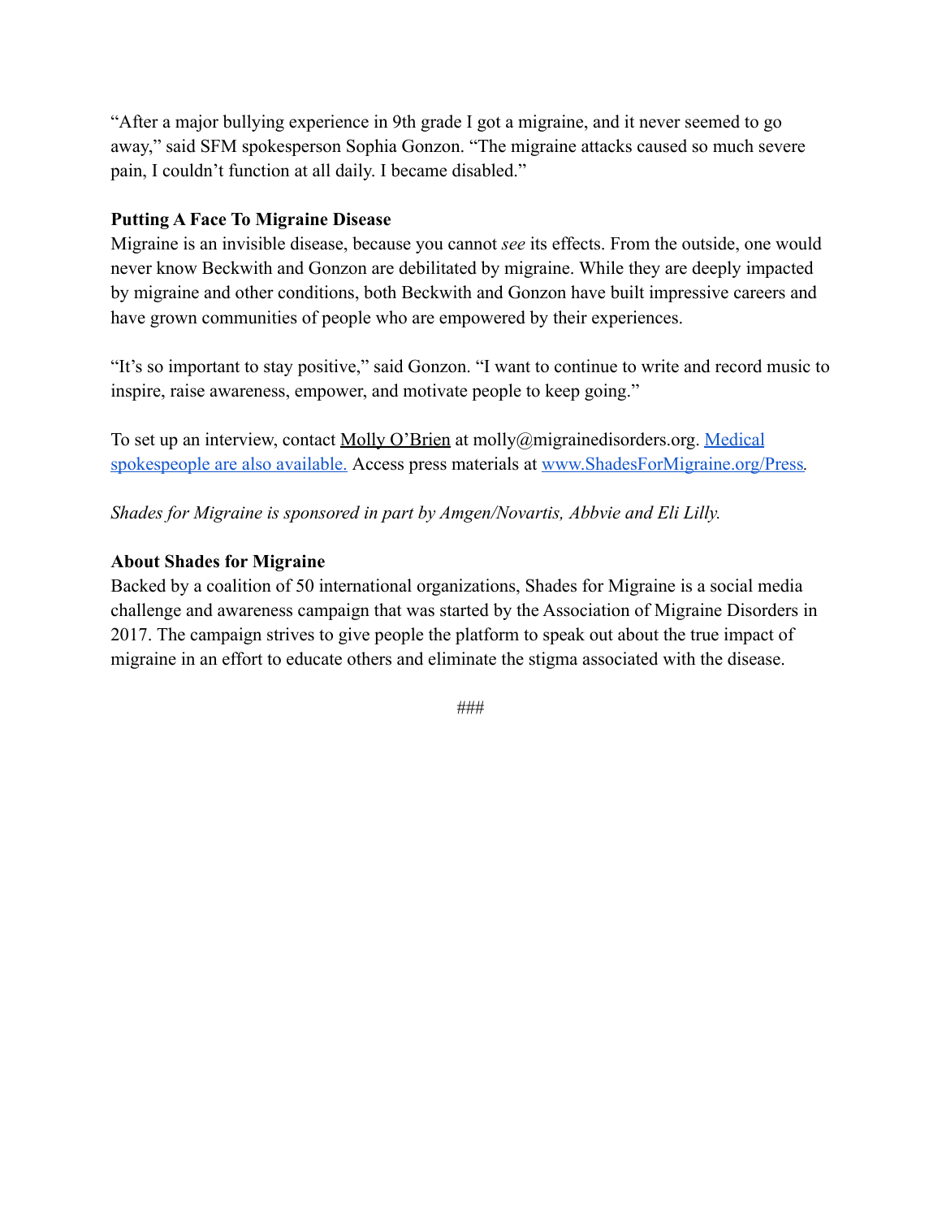"After a major bullying experience in 9th grade I got a migraine, and it never seemed to go away," said SFM spokesperson Sophia Gonzon. "The migraine attacks caused so much severe pain, I couldn't function at all daily. I became disabled."

**Putting A Face To Migraine Disease**

Migraine is an invisible disease, because you cannot *see* its effects. From the outside, one would never know Beckwith and Gonzon are debilitated by migraine. While they are deeply impacted by migraine and other conditions, both Beckwith and Gonzon have built impressive careers and have grown communities of people who are empowered by their experiences.

"It's so important to stay positive," said Gonzon. "I want to continue to write and record music to inspire, raise awareness, empower, and motivate people to keep going."

To set up an interview, contact Molly O'Brien at molly@migrainedisorders.org. Medical spokespeople are also available. Access press materials at www.ShadesForMigraine.org/Press.

*Shades for Migraine is sponsored in part by Amgen/Novartis, Abbvie and Eli Lilly.*

**About Shades for Migraine**

Backed by a coalition of 50 international organizations, Shades for Migraine is a social media challenge and awareness campaign that was started by the Association of Migraine Disorders in 2017. The campaign strives to give people the platform to speak out about the true impact of migraine in an effort to educate others and eliminate the stigma associated with the disease.

###